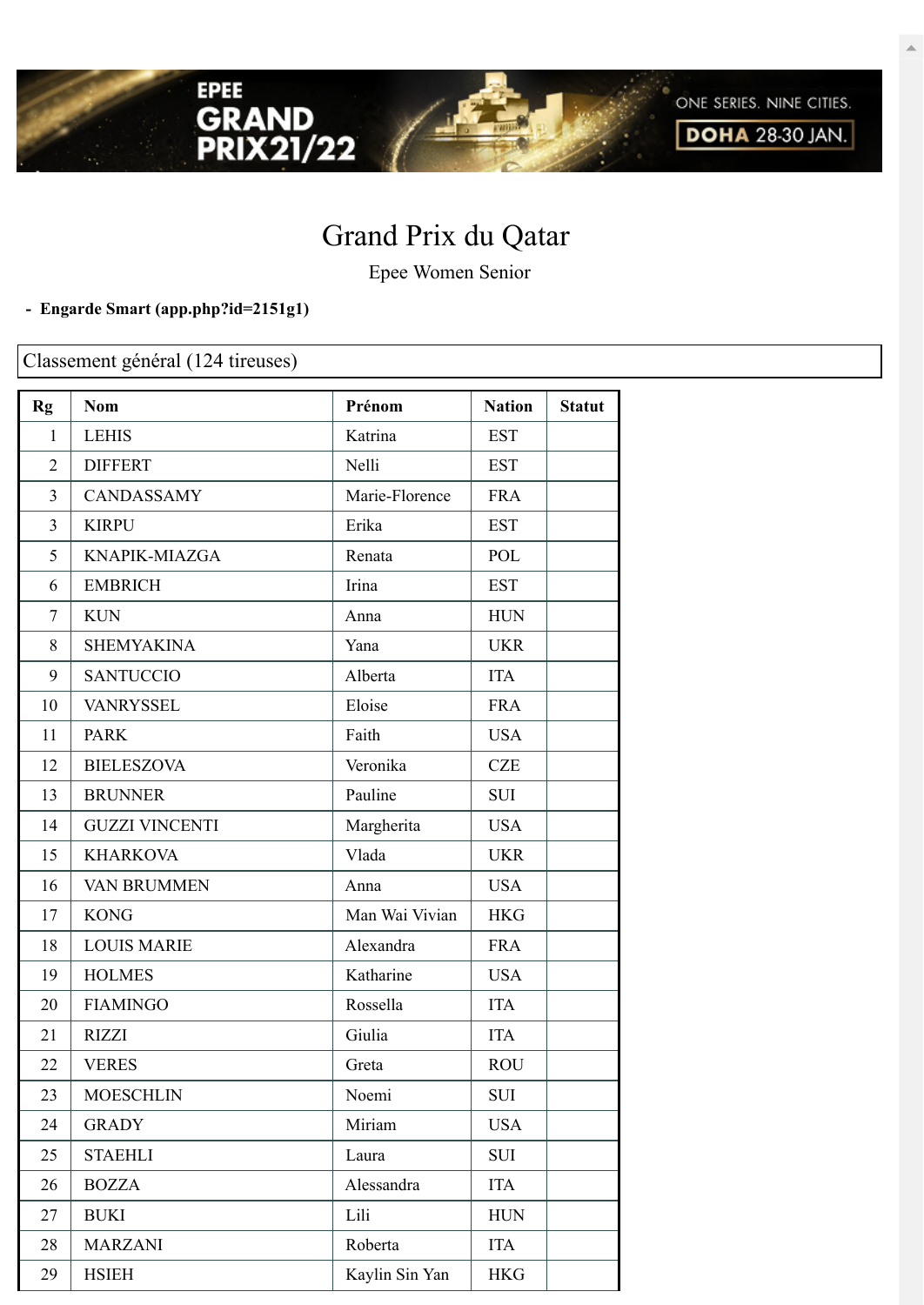# Grand Prix du Qatar

Epee Women Senior

- **Engarde Smart (app.php?id=2151g1)**

Classement général (124 tireuses)

| Rg | Nom | Prénom | Nation | Statut |
|---|---|---|---|---|
| 1 | LEHIS | Katrina | EST | |
| 2 | DIFFERT | Nelli | EST | |
| 3 | CANDASSAMY | Marie-Florence | FRA | |
| 3 | KIRPU | Erika | EST | |
| 5 | KNAPIK-MIAZGA | Renata | POL | |
| 6 | EMBRICH | Irina | EST | |
| 7 | KUN | Anna | HUN | |
| 8 | SHEMYAKINA | Yana | UKR | |
| 9 | SANTUCCIO | Alberta | ITA | |
| 10 | VANRYSSEL | Eloise | FRA | |
| 11 | PARK | Faith | USA | |
| 12 | BIELESZOVA | Veronika | CZE | |
| 13 | BRUNNER | Pauline | SUI | |
| 14 | GUZZI VINCENTI | Margherita | USA | |
| 15 | KHARKOVA | Vlada | UKR | |
| 16 | VAN BRUMMEN | Anna | USA | |
| 17 | KONG | Man Wai Vivian | HKG | |
| 18 | LOUIS MARIE | Alexandra | FRA | |
| 19 | HOLMES | Katharine | USA | |
| 20 | FIAMINGO | Rossella | ITA | |
| 21 | RIZZI | Giulia | ITA | |
| 22 | VERES | Greta | ROU | |
| 23 | MOESCHLIN | Noemi | SUI | |
| 24 | GRADY | Miriam | USA | |
| 25 | STAEHLI | Laura | SUI | |
| 26 | BOZZA | Alessandra | ITA | |
| 27 | BUKI | Lili | HUN | |
| 28 | MARZANI | Roberta | ITA | |
| 29 | HSIEH | Kaylin Sin Yan | HKG | |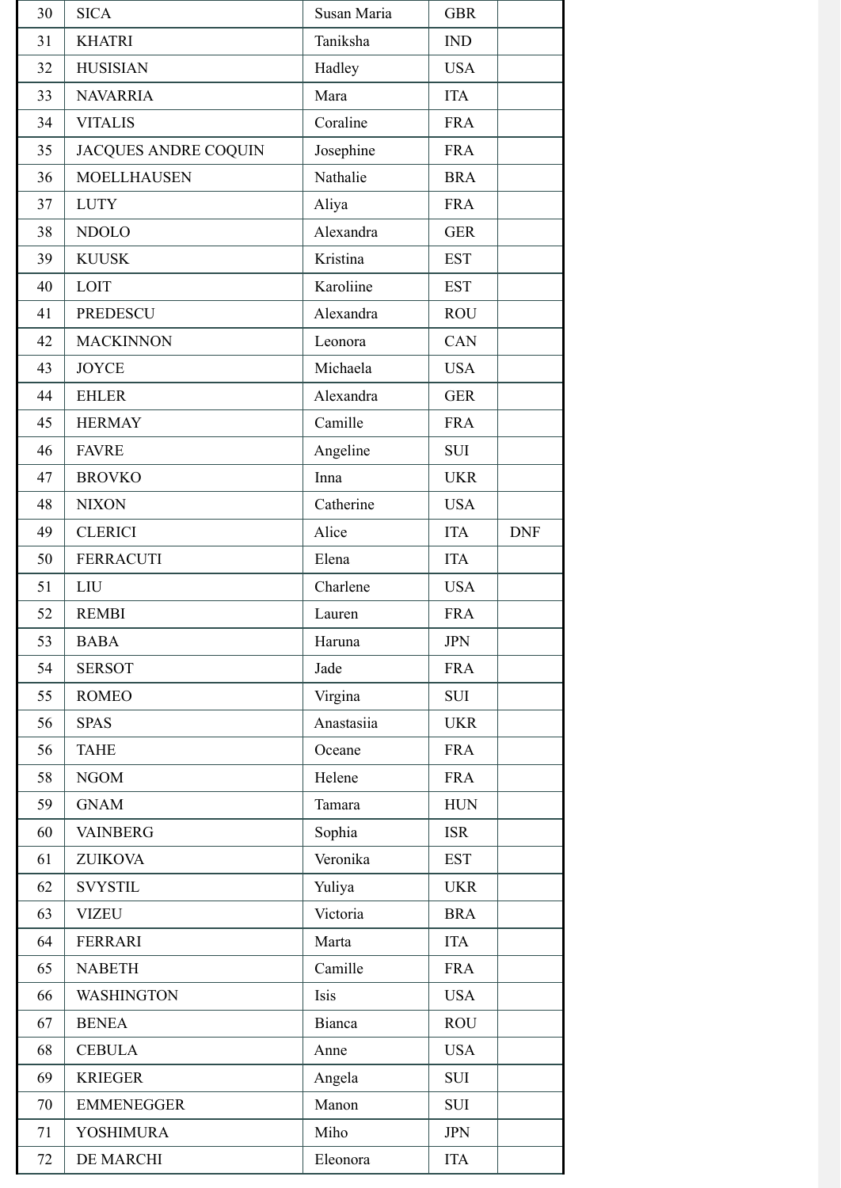| | | | | |
|---|---|---|---|---|
| 30 | SICA | Susan Maria | GBR | |
| 31 | KHATRI | Taniksha | IND | |
| 32 | HUSISIAN | Hadley | USA | |
| 33 | NAVARRIA | Mara | ITA | |
| 34 | VITALIS | Coraline | FRA | |
| 35 | JACQUES ANDRE COQUIN | Josephine | FRA | |
| 36 | MOELLHAUSEN | Nathalie | BRA | |
| 37 | LUTY | Aliya | FRA | |
| 38 | NDOLO | Alexandra | GER | |
| 39 | KUUSK | Kristina | EST | |
| 40 | LOIT | Karoliine | EST | |
| 41 | PREDESCU | Alexandra | ROU | |
| 42 | MACKINNON | Leonora | CAN | |
| 43 | JOYCE | Michaela | USA | |
| 44 | EHLER | Alexandra | GER | |
| 45 | HERMAY | Camille | FRA | |
| 46 | FAVRE | Angeline | SUI | |
| 47 | BROVKO | Inna | UKR | |
| 48 | NIXON | Catherine | USA | |
| 49 | CLERICI | Alice | ITA | DNF |
| 50 | FERRACUTI | Elena | ITA | |
| 51 | LIU | Charlene | USA | |
| 52 | REMBI | Lauren | FRA | |
| 53 | BABA | Haruna | JPN | |
| 54 | SERSOT | Jade | FRA | |
| 55 | ROMEO | Virgina | SUI | |
| 56 | SPAS | Anastasiia | UKR | |
| 56 | TAHE | Oceane | FRA | |
| 58 | NGOM | Helene | FRA | |
| 59 | GNAM | Tamara | HUN | |
| 60 | VAINBERG | Sophia | ISR | |
| 61 | ZUIKOVA | Veronika | EST | |
| 62 | SVYSTIL | Yuliya | UKR | |
| 63 | VIZEU | Victoria | BRA | |
| 64 | FERRARI | Marta | ITA | |
| 65 | NABETH | Camille | FRA | |
| 66 | WASHINGTON | Isis | USA | |
| 67 | BENEA | Bianca | ROU | |
| 68 | CEBULA | Anne | USA | |
| 69 | KRIEGER | Angela | SUI | |
| 70 | EMMENEGGER | Manon | SUI | |
| 71 | YOSHIMURA | Miho | JPN | |
| 72 | DE MARCHI | Eleonora | ITA | |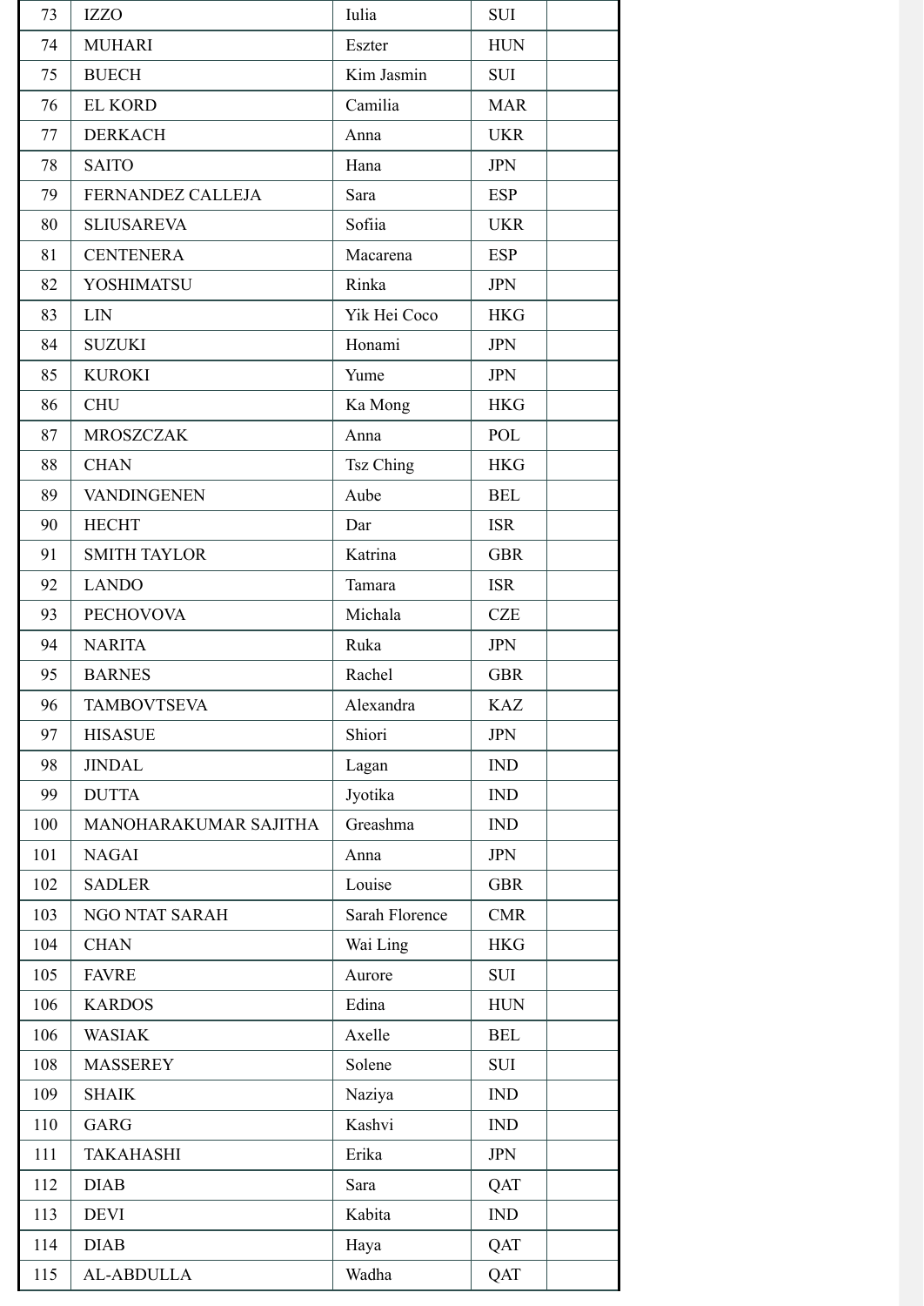| | | | | |
|---|---|---|---|---|
| 73 | IZZO | Iulia | SUI | |
| 74 | MUHARI | Eszter | HUN | |
| 75 | BUECH | Kim Jasmin | SUI | |
| 76 | EL KORD | Camilia | MAR | |
| 77 | DERKACH | Anna | UKR | |
| 78 | SAITO | Hana | JPN | |
| 79 | FERNANDEZ CALLEJA | Sara | ESP | |
| 80 | SLIUSAREVA | Sofiia | UKR | |
| 81 | CENTENERA | Macarena | ESP | |
| 82 | YOSHIMATSU | Rinka | JPN | |
| 83 | LIN | Yik Hei Coco | HKG | |
| 84 | SUZUKI | Honami | JPN | |
| 85 | KUROKI | Yume | JPN | |
| 86 | CHU | Ka Mong | HKG | |
| 87 | MROSZCZAK | Anna | POL | |
| 88 | CHAN | Tsz Ching | HKG | |
| 89 | VANDINGENEN | Aube | BEL | |
| 90 | HECHT | Dar | ISR | |
| 91 | SMITH TAYLOR | Katrina | GBR | |
| 92 | LANDO | Tamara | ISR | |
| 93 | PECHOVOVA | Michala | CZE | |
| 94 | NARITA | Ruka | JPN | |
| 95 | BARNES | Rachel | GBR | |
| 96 | TAMBOVTSEVA | Alexandra | KAZ | |
| 97 | HISASUE | Shiori | JPN | |
| 98 | JINDAL | Lagan | IND | |
| 99 | DUTTA | Jyotika | IND | |
| 100 | MANOHARAKUMAR SAJITHA | Greashma | IND | |
| 101 | NAGAI | Anna | JPN | |
| 102 | SADLER | Louise | GBR | |
| 103 | NGO NTAT SARAH | Sarah Florence | CMR | |
| 104 | CHAN | Wai Ling | HKG | |
| 105 | FAVRE | Aurore | SUI | |
| 106 | KARDOS | Edina | HUN | |
| 106 | WASIAK | Axelle | BEL | |
| 108 | MASSEREY | Solene | SUI | |
| 109 | SHAIK | Naziya | IND | |
| 110 | GARG | Kashvi | IND | |
| 111 | TAKAHASHI | Erika | JPN | |
| 112 | DIAB | Sara | QAT | |
| 113 | DEVI | Kabita | IND | |
| 114 | DIAB | Haya | QAT | |
| 115 | AL-ABDULLA | Wadha | QAT | |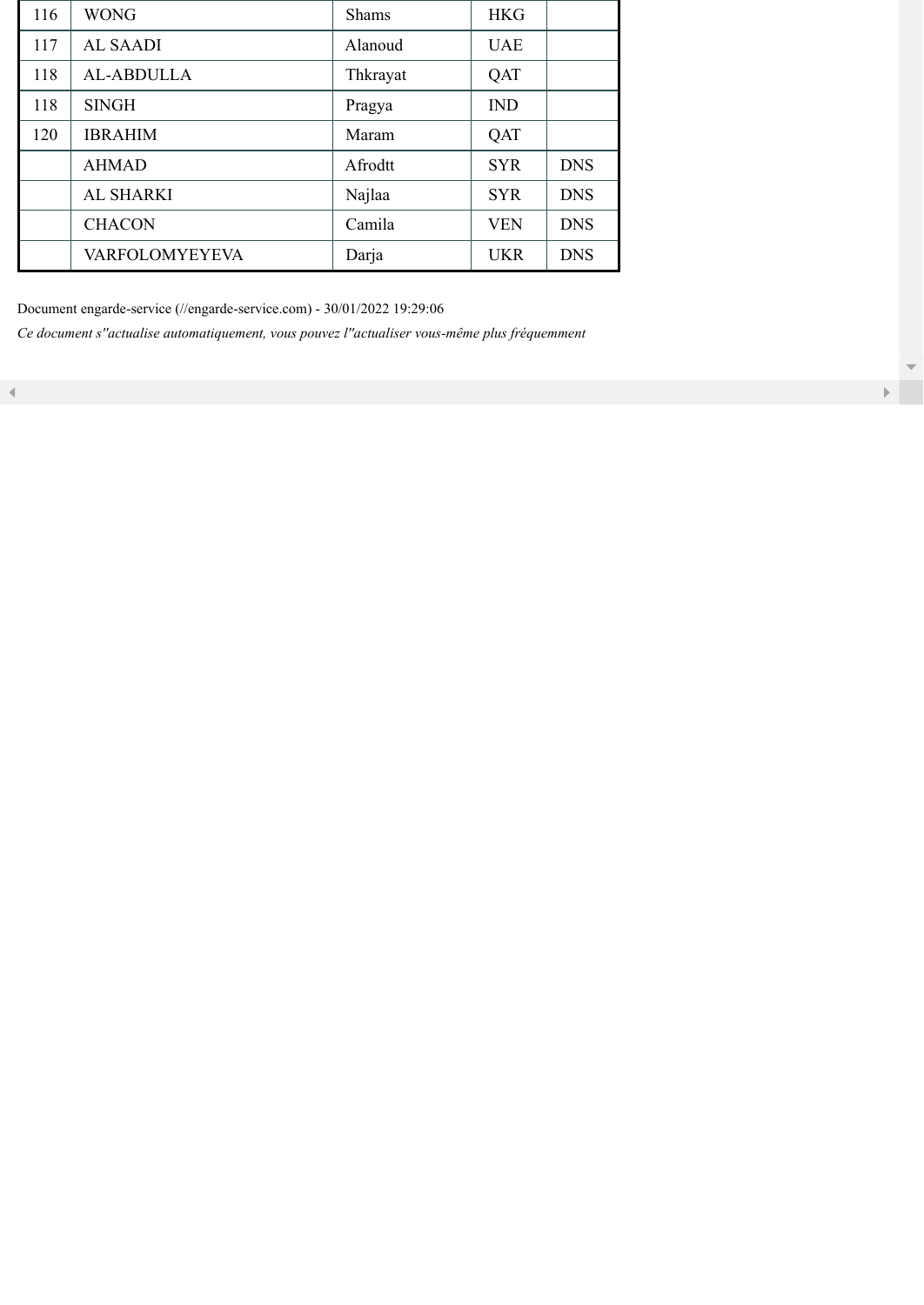| | | | | |
|---|---|---|---|---|
| 116 | WONG | Shams | HKG | |
| 117 | AL SAADI | Alanoud | UAE | |
| 118 | AL-ABDULLA | Thkrayat | QAT | |
| 118 | SINGH | Pragya | IND | |
| 120 | IBRAHIM | Maram | QAT | |
| | AHMAD | Afrodtt | SYR | DNS |
| | AL SHARKI | Najlaa | SYR | DNS |
| | CHACON | Camila | VEN | DNS |
| | VARFOLOMYEYEVA | Darja | UKR | DNS |

Document engarde-service (//engarde-service.com) - 30/01/2022 19:29:06

*Ce document s''actualise automatiquement, vous pouvez l''actualiser vous-même plus fréquemment*